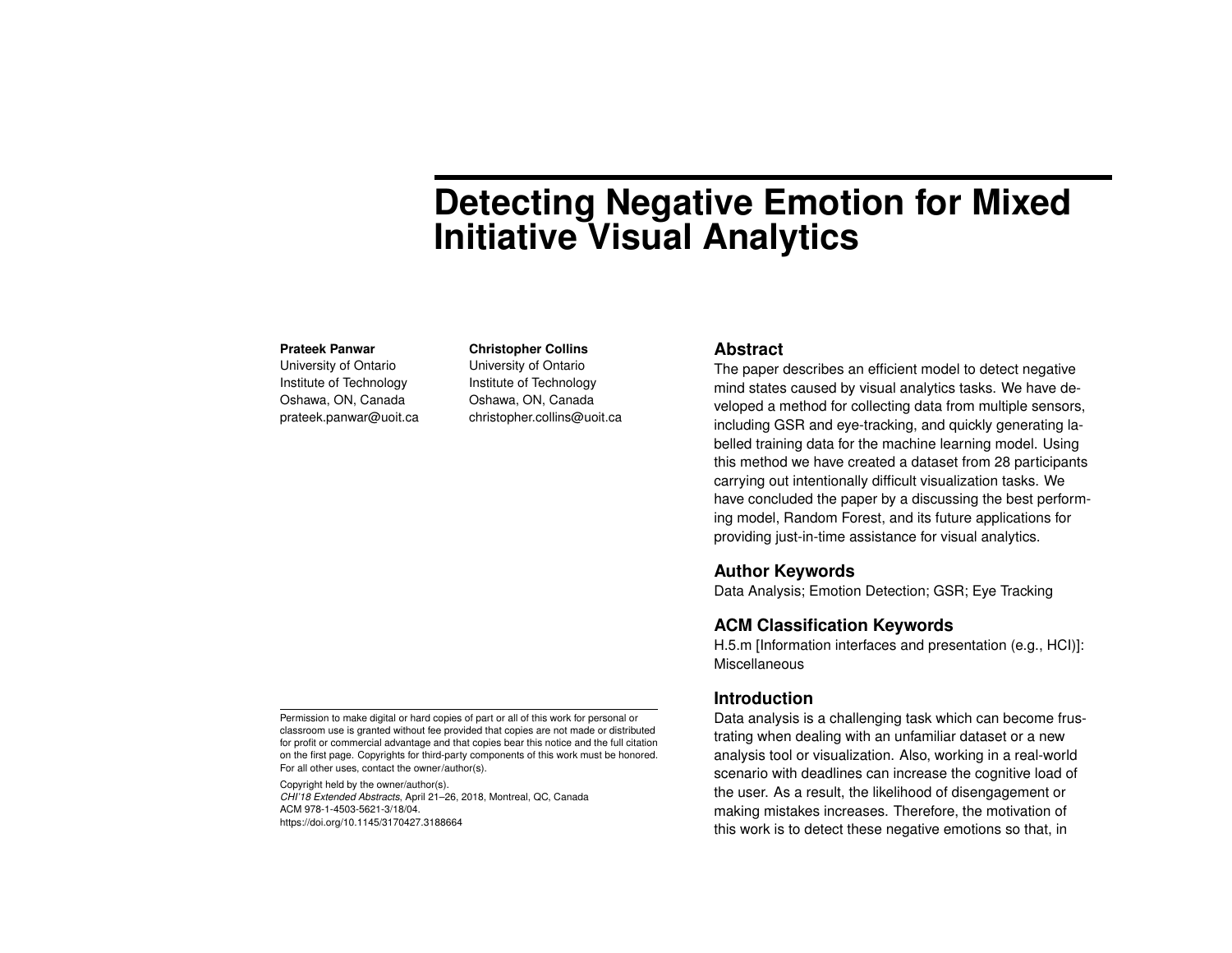# Detecting Negative Emotion for Mixed Initiative Visual Analytics

**Prateek Panwar**
University of Ontario
Institute of Technology
Oshawa, ON, Canada
prateek.panwar@uoit.ca

**Christopher Collins**
University of Ontario
Institute of Technology
Oshawa, ON, Canada
christopher.collins@uoit.ca

Permission to make digital or hard copies of part or all of this work for personal or classroom use is granted without fee provided that copies are not made or distributed for profit or commercial advantage and that copies bear this notice and the full citation on the first page. Copyrights for third-party components of this work must be honored. For all other uses, contact the owner/author(s).

Copyright held by the owner/author(s).
*CHI'18 Extended Abstracts*, April 21–26, 2018, Montreal, QC, Canada
ACM 978-1-4503-5621-3/18/04.
https://doi.org/10.1145/3170427.3188664

## Abstract

The paper describes an efficient model to detect negative mind states caused by visual analytics tasks. We have developed a method for collecting data from multiple sensors, including GSR and eye-tracking, and quickly generating labelled training data for the machine learning model. Using this method we have created a dataset from 28 participants carrying out intentionally difficult visualization tasks. We have concluded the paper by a discussing the best performing model, Random Forest, and its future applications for providing just-in-time assistance for visual analytics.

## Author Keywords

Data Analysis; Emotion Detection; GSR; Eye Tracking

## ACM Classification Keywords

H.5.m [Information interfaces and presentation (e.g., HCI)]: Miscellaneous

## Introduction

Data analysis is a challenging task which can become frustrating when dealing with an unfamiliar dataset or a new analysis tool or visualization. Also, working in a real-world scenario with deadlines can increase the cognitive load of the user. As a result, the likelihood of disengagement or making mistakes increases. Therefore, the motivation of this work is to detect these negative emotions so that, in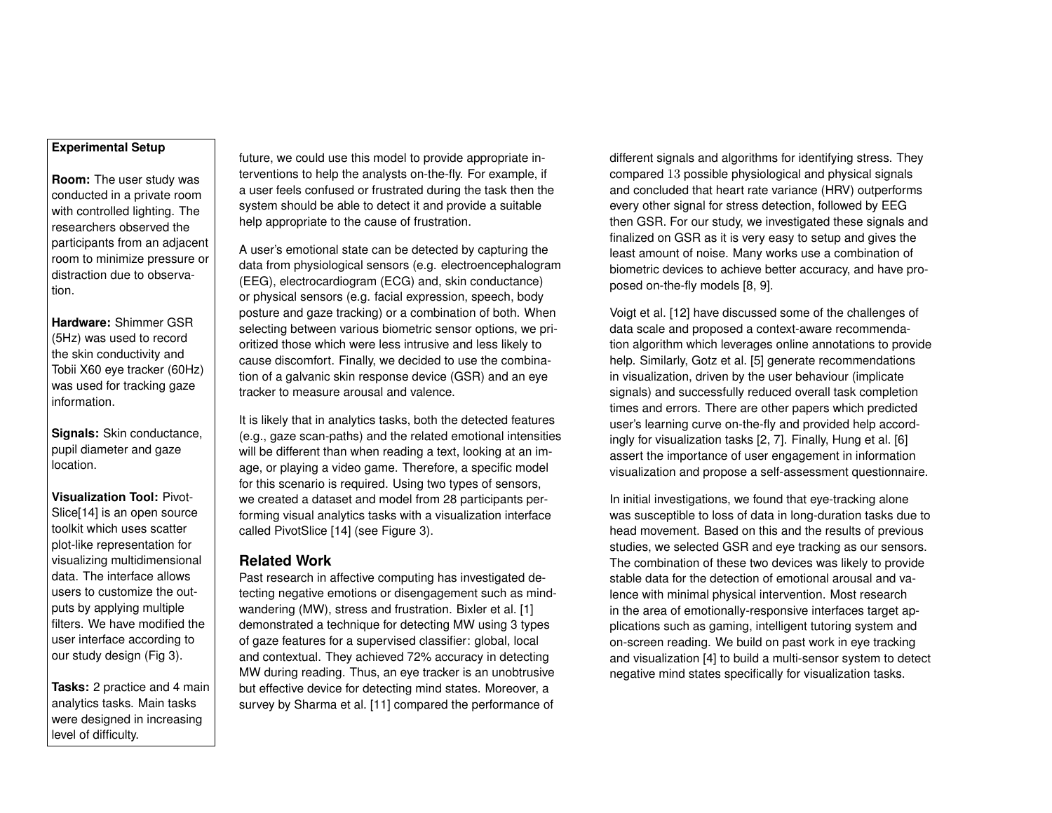**Experimental Setup**

**Room:** The user study was conducted in a private room with controlled lighting. The researchers observed the participants from an adjacent room to minimize pressure or distraction due to observation.

**Hardware:** Shimmer GSR (5Hz) was used to record the skin conductivity and Tobii X60 eye tracker (60Hz) was used for tracking gaze information.

**Signals:** Skin conductance, pupil diameter and gaze location.

**Visualization Tool:** PivotSlice[14] is an open source toolkit which uses scatter plot-like representation for visualizing multidimensional data. The interface allows users to customize the outputs by applying multiple filters. We have modified the user interface according to our study design (Fig 3).

**Tasks:** 2 practice and 4 main analytics tasks. Main tasks were designed in increasing level of difficulty.

future, we could use this model to provide appropriate interventions to help the analysts on-the-fly. For example, if a user feels confused or frustrated during the task then the system should be able to detect it and provide a suitable help appropriate to the cause of frustration.

A user's emotional state can be detected by capturing the data from physiological sensors (e.g. electroencephalogram (EEG), electrocardiogram (ECG) and, skin conductance) or physical sensors (e.g. facial expression, speech, body posture and gaze tracking) or a combination of both. When selecting between various biometric sensor options, we prioritized those which were less intrusive and less likely to cause discomfort. Finally, we decided to use the combination of a galvanic skin response device (GSR) and an eye tracker to measure arousal and valence.

It is likely that in analytics tasks, both the detected features (e.g., gaze scan-paths) and the related emotional intensities will be different than when reading a text, looking at an image, or playing a video game. Therefore, a specific model for this scenario is required. Using two types of sensors, we created a dataset and model from 28 participants performing visual analytics tasks with a visualization interface called PivotSlice [14] (see Figure 3).

## Related Work

Past research in affective computing has investigated detecting negative emotions or disengagement such as mind-wandering (MW), stress and frustration. Bixler et al. [1] demonstrated a technique for detecting MW using 3 types of gaze features for a supervised classifier: global, local and contextual. They achieved 72% accuracy in detecting MW during reading. Thus, an eye tracker is an unobtrusive but effective device for detecting mind states. Moreover, a survey by Sharma et al. [11] compared the performance of different signals and algorithms for identifying stress. They compared $13$ possible physiological and physical signals and concluded that heart rate variance (HRV) outperforms every other signal for stress detection, followed by EEG then GSR. For our study, we investigated these signals and finalized on GSR as it is very easy to setup and gives the least amount of noise. Many works use a combination of biometric devices to achieve better accuracy, and have proposed on-the-fly models [8, 9].

Voigt et al. [12] have discussed some of the challenges of data scale and proposed a context-aware recommendation algorithm which leverages online annotations to provide help. Similarly, Gotz et al. [5] generate recommendations in visualization, driven by the user behaviour (implicate signals) and successfully reduced overall task completion times and errors. There are other papers which predicted user's learning curve on-the-fly and provided help accordingly for visualization tasks [2, 7]. Finally, Hung et al. [6] assert the importance of user engagement in information visualization and propose a self-assessment questionnaire.

In initial investigations, we found that eye-tracking alone was susceptible to loss of data in long-duration tasks due to head movement. Based on this and the results of previous studies, we selected GSR and eye tracking as our sensors. The combination of these two devices was likely to provide stable data for the detection of emotional arousal and valence with minimal physical intervention. Most research in the area of emotionally-responsive interfaces target applications such as gaming, intelligent tutoring system and on-screen reading. We build on past work in eye tracking and visualization [4] to build a multi-sensor system to detect negative mind states specifically for visualization tasks.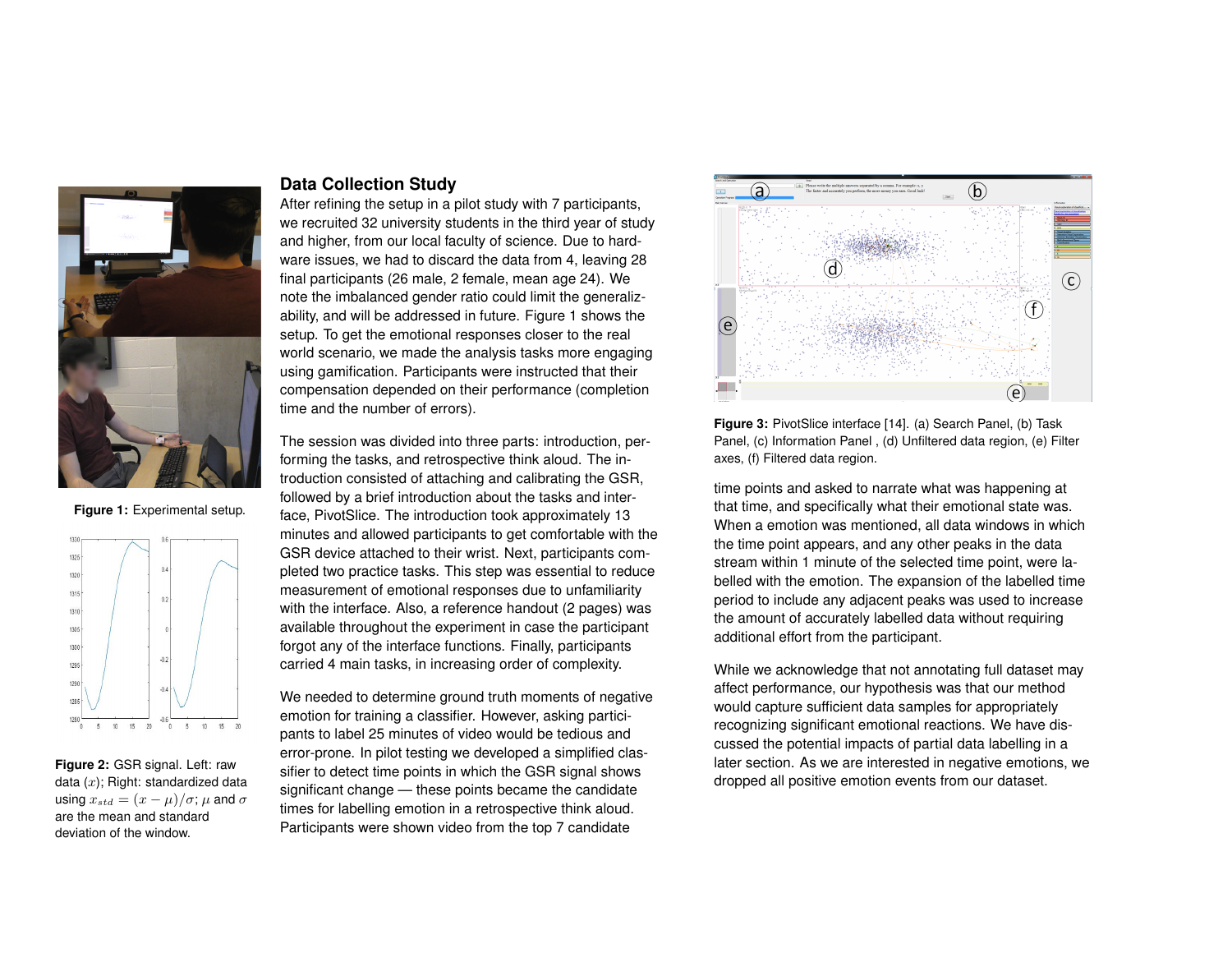Figure 1: Experimental setup.

Figure 2: GSR signal. Left: raw data ($x$); Right: standardized data using $x_{std} = (x - \mu)/\sigma$; $\mu$ and $\sigma$ are the mean and standard deviation of the window.

## Data Collection Study

After refining the setup in a pilot study with 7 participants, we recruited 32 university students in the third year of study and higher, from our local faculty of science. Due to hardware issues, we had to discard the data from 4, leaving 28 final participants (26 male, 2 female, mean age 24). We note the imbalanced gender ratio could limit the generalizability, and will be addressed in future. Figure 1 shows the setup. To get the emotional responses closer to the real world scenario, we made the analysis tasks more engaging using gamification. Participants were instructed that their compensation depended on their performance (completion time and the number of errors).

The session was divided into three parts: introduction, performing the tasks, and retrospective think aloud. The introduction consisted of attaching and calibrating the GSR, followed by a brief introduction about the tasks and interface, PivotSlice. The introduction took approximately 13 minutes and allowed participants to get comfortable with the GSR device attached to their wrist. Next, participants completed two practice tasks. This step was essential to reduce measurement of emotional responses due to unfamiliarity with the interface. Also, a reference handout (2 pages) was available throughout the experiment in case the participant forgot any of the interface functions. Finally, participants carried 4 main tasks, in increasing order of complexity.

We needed to determine ground truth moments of negative emotion for training a classifier. However, asking participants to label 25 minutes of video would be tedious and error-prone. In pilot testing we developed a simplified classifier to detect time points in which the GSR signal shows significant change — these points became the candidate times for labelling emotion in a retrospective think aloud. Participants were shown video from the top 7 candidate time points and asked to narrate what was happening at that time, and specifically what their emotional state was. When a emotion was mentioned, all data windows in which the time point appears, and any other peaks in the data stream within 1 minute of the selected time point, were labelled with the emotion. The expansion of the labelled time period to include any adjacent peaks was used to increase the amount of accurately labelled data without requiring additional effort from the participant.

Figure 3: PivotSlice interface [14]. (a) Search Panel, (b) Task Panel, (c) Information Panel , (d) Unfiltered data region, (e) Filter axes, (f) Filtered data region.

While we acknowledge that not annotating full dataset may affect performance, our hypothesis was that our method would capture sufficient data samples for appropriately recognizing significant emotional reactions. We have discussed the potential impacts of partial data labelling in a later section. As we are interested in negative emotions, we dropped all positive emotion events from our dataset.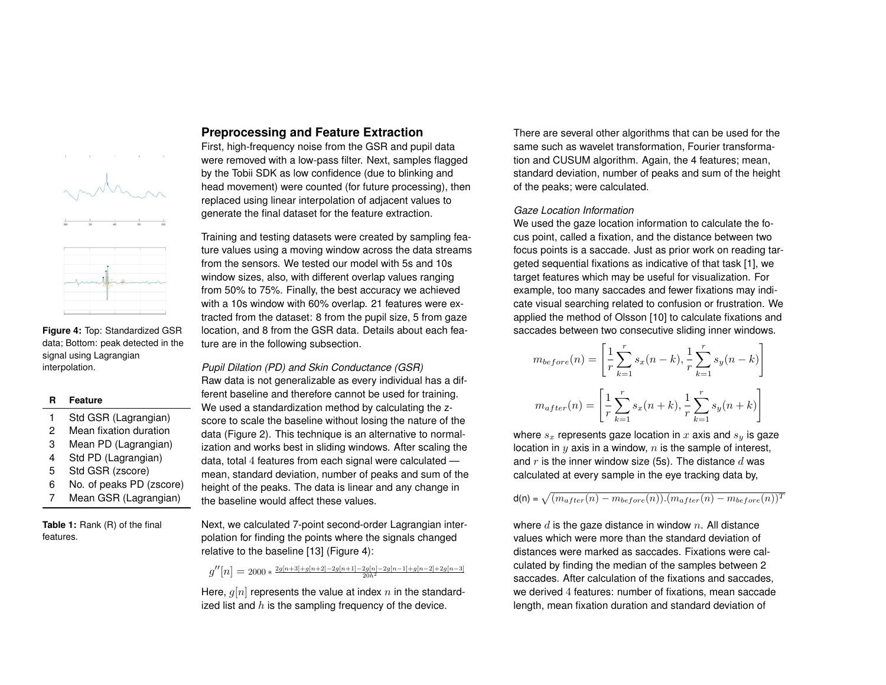Figure 4: Top: Standardized GSR data; Bottom: peak detected in the signal using Lagrangian interpolation.

| R | Feature |
|---|---|
| 1 | Std GSR (Lagrangian) |
| 2 | Mean fixation duration |
| 3 | Mean PD (Lagrangian) |
| 4 | Std PD (Lagrangian) |
| 5 | Std GSR (zscore) |
| 6 | No. of peaks PD (zscore) |
| 7 | Mean GSR (Lagrangian) |

**Table 1:** Rank (R) of the final features.

## Preprocessing and Feature Extraction

First, high-frequency noise from the GSR and pupil data were removed with a low-pass filter. Next, samples flagged by the Tobii SDK as low confidence (due to blinking and head movement) were counted (for future processing), then replaced using linear interpolation of adjacent values to generate the final dataset for the feature extraction.

Training and testing datasets were created by sampling feature values using a moving window across the data streams from the sensors. We tested our model with 5s and 10s window sizes, also, with different overlap values ranging from 50% to 75%. Finally, the best accuracy we achieved with a 10s window with 60% overlap. 21 features were extracted from the dataset: 8 from the pupil size, 5 from gaze location, and 8 from the GSR data. Details about each feature are in the following subsection.

*Pupil Dilation (PD) and Skin Conductance (GSR)*

Raw data is not generalizable as every individual has a different baseline and therefore cannot be used for training. We used a standardization method by calculating the z-score to scale the baseline without losing the nature of the data (Figure 2). This technique is an alternative to normalization and works best in sliding windows. After scaling the data, total $4$ features from each signal were calculated — mean, standard deviation, number of peaks and sum of the height of the peaks. The data is linear and any change in the baseline would affect these values.

Next, we calculated 7-point second-order Lagrangian interpolation for finding the points where the signals changed relative to the baseline [13] (Figure 4):

$$g''[n] = 2000 * \frac{2g[n+3]+g[n+2]-2g[n+1]-2g[n]-2g[n-1]+g[n-2]+2g[n-3]}{20h^2}$$

Here, $g[n]$ represents the value at index $n$ in the standardized list and $h$ is the sampling frequency of the device.

There are several other algorithms that can be used for the same such as wavelet transformation, Fourier transformation and CUSUM algorithm. Again, the 4 features; mean, standard deviation, number of peaks and sum of the height of the peaks; were calculated.

*Gaze Location Information*

We used the gaze location information to calculate the focus point, called a fixation, and the distance between two focus points is a saccade. Just as prior work on reading targeted sequential fixations as indicative of that task [1], we target features which may be useful for visualization. For example, too many saccades and fewer fixations may indicate visual searching related to confusion or frustration. We applied the method of Olsson [10] to calculate fixations and saccades between two consecutive sliding inner windows.

$$m_{before}(n) = \left[\frac{1}{r}\sum_{k=1}^{r} s_x(n-k), \frac{1}{r}\sum_{k=1}^{r} s_y(n-k)\right]$$

$$m_{after}(n) = \left[\frac{1}{r}\sum_{k=1}^{r} s_x(n+k), \frac{1}{r}\sum_{k=1}^{r} s_y(n+k)\right]$$

where $s_x$ represents gaze location in $x$ axis and $s_y$ is gaze location in $y$ axis in a window, $n$ is the sample of interest, and $r$ is the inner window size (5s). The distance $d$ was calculated at every sample in the eye tracking data by,

$$d(n) = \sqrt{(m_{after}(n) - m_{before}(n)).(m_{after}(n) - m_{before}(n))^T}$$

where $d$ is the gaze distance in window $n$. All distance values which were more than the standard deviation of distances were marked as saccades. Fixations were calculated by finding the median of the samples between 2 saccades. After calculation of the fixations and saccades, we derived $4$ features: number of fixations, mean saccade length, mean fixation duration and standard deviation of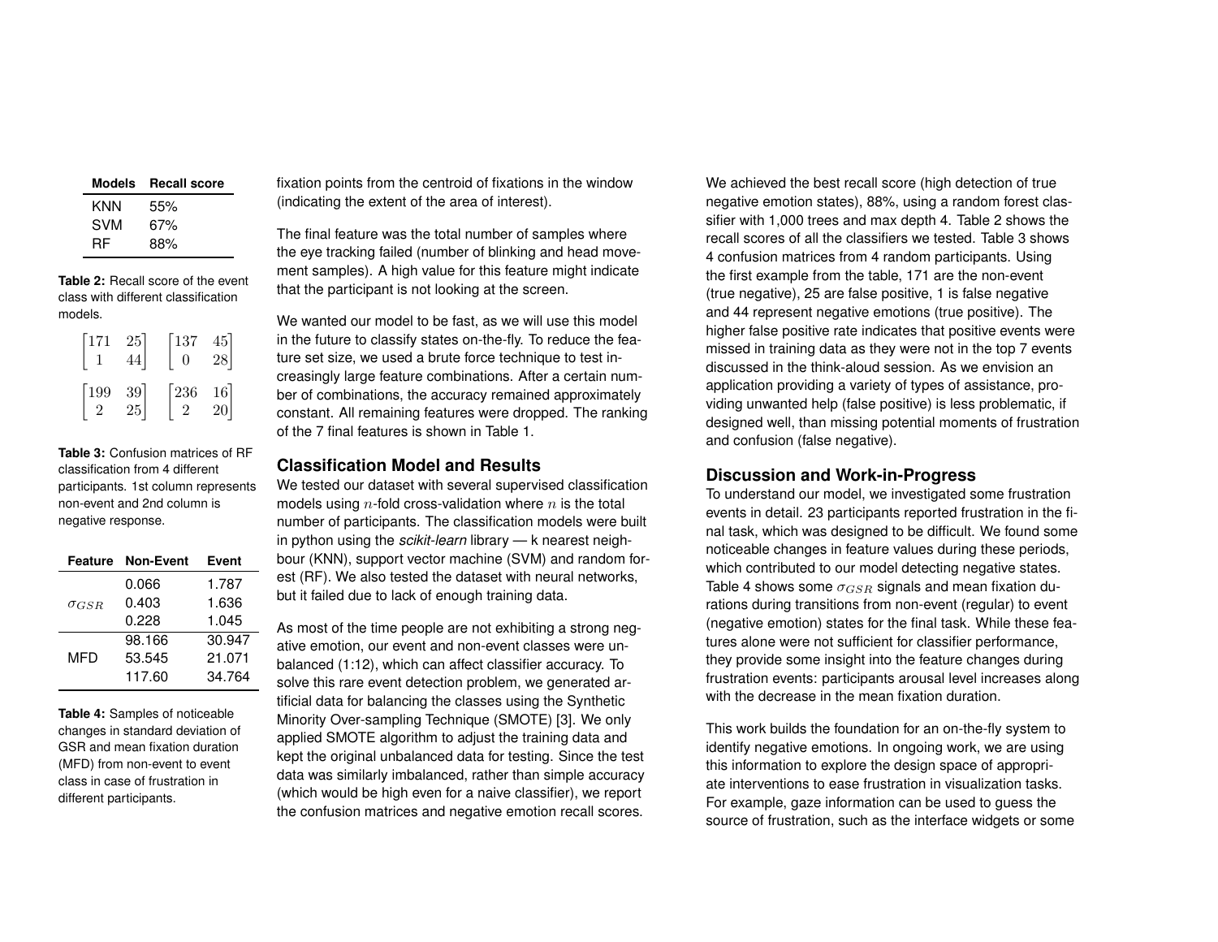| Models | Recall score |
|---|---|
| KNN | 55% |
| SVM | 67% |
| RF | 88% |

**Table 2:** Recall score of the event class with different classification models.

$$\begin{bmatrix} 171 & 25 \\ 1 & 44 \end{bmatrix} \quad \begin{bmatrix} 137 & 45 \\ 0 & 28 \end{bmatrix}$$

$$\begin{bmatrix} 199 & 39 \\ 2 & 25 \end{bmatrix} \quad \begin{bmatrix} 236 & 16 \\ 2 & 20 \end{bmatrix}$$

**Table 3:** Confusion matrices of RF classification from 4 different participants. 1st column represents non-event and 2nd column is negative response.

| Feature | Non-Event | Event |
|---|---|---|
| $\sigma_{GSR}$ | 0.066 | 1.787 |
| | 0.403 | 1.636 |
| | 0.228 | 1.045 |
| MFD | 98.166 | 30.947 |
| | 53.545 | 21.071 |
| | 117.60 | 34.764 |

**Table 4:** Samples of noticeable changes in standard deviation of GSR and mean fixation duration (MFD) from non-event to event class in case of frustration in different participants.

fixation points from the centroid of fixations in the window (indicating the extent of the area of interest).

The final feature was the total number of samples where the eye tracking failed (number of blinking and head movement samples). A high value for this feature might indicate that the participant is not looking at the screen.

We wanted our model to be fast, as we will use this model in the future to classify states on-the-fly. To reduce the feature set size, we used a brute force technique to test increasingly large feature combinations. After a certain number of combinations, the accuracy remained approximately constant. All remaining features were dropped. The ranking of the 7 final features is shown in Table 1.

## Classification Model and Results

We tested our dataset with several supervised classification models using $n$-fold cross-validation where $n$ is the total number of participants. The classification models were built in python using the *scikit-learn* library — k nearest neighbour (KNN), support vector machine (SVM) and random forest (RF). We also tested the dataset with neural networks, but it failed due to lack of enough training data.

As most of the time people are not exhibiting a strong negative emotion, our event and non-event classes were unbalanced (1:12), which can affect classifier accuracy. To solve this rare event detection problem, we generated artificial data for balancing the classes using the Synthetic Minority Over-sampling Technique (SMOTE) [3]. We only applied SMOTE algorithm to adjust the training data and kept the original unbalanced data for testing. Since the test data was similarly imbalanced, rather than simple accuracy (which would be high even for a naive classifier), we report the confusion matrices and negative emotion recall scores.

We achieved the best recall score (high detection of true negative emotion states), 88%, using a random forest classifier with 1,000 trees and max depth 4. Table 2 shows the recall scores of all the classifiers we tested. Table 3 shows 4 confusion matrices from 4 random participants. Using the first example from the table, 171 are the non-event (true negative), 25 are false positive, 1 is false negative and 44 represent negative emotions (true positive). The higher false positive rate indicates that positive events were missed in training data as they were not in the top 7 events discussed in the think-aloud session. As we envision an application providing a variety of types of assistance, providing unwanted help (false positive) is less problematic, if designed well, than missing potential moments of frustration and confusion (false negative).

## Discussion and Work-in-Progress

To understand our model, we investigated some frustration events in detail. 23 participants reported frustration in the final task, which was designed to be difficult. We found some noticeable changes in feature values during these periods, which contributed to our model detecting negative states. Table 4 shows some $\sigma_{GSR}$ signals and mean fixation durations during transitions from non-event (regular) to event (negative emotion) states for the final task. While these features alone were not sufficient for classifier performance, they provide some insight into the feature changes during frustration events: participants arousal level increases along with the decrease in the mean fixation duration.

This work builds the foundation for an on-the-fly system to identify negative emotions. In ongoing work, we are using this information to explore the design space of appropriate interventions to ease frustration in visualization tasks. For example, gaze information can be used to guess the source of frustration, such as the interface widgets or some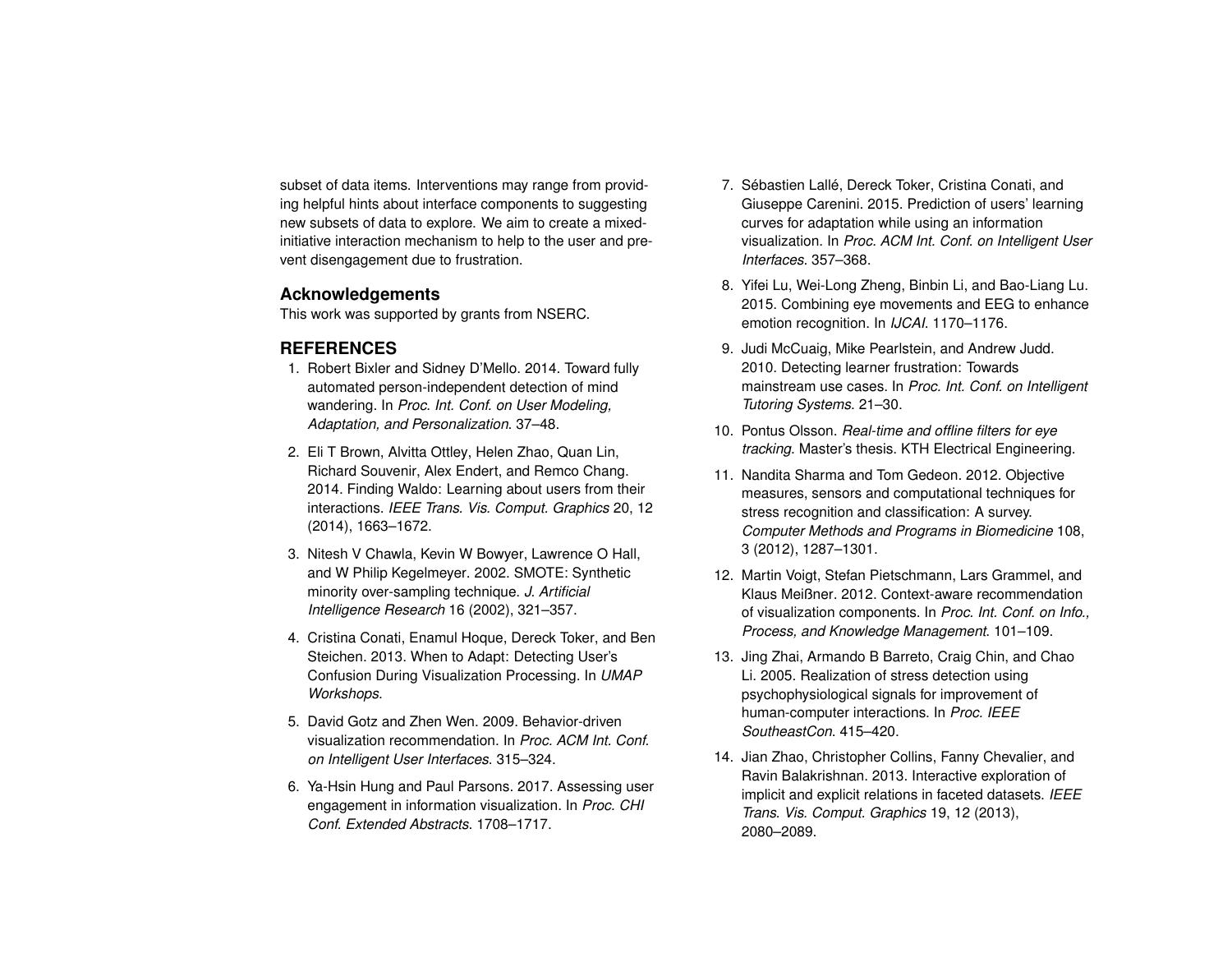subset of data items. Interventions may range from providing helpful hints about interface components to suggesting new subsets of data to explore. We aim to create a mixed-initiative interaction mechanism to help to the user and prevent disengagement due to frustration.

## Acknowledgements

This work was supported by grants from NSERC.

## REFERENCES

1. Robert Bixler and Sidney D'Mello. 2014. Toward fully automated person-independent detection of mind wandering. In *Proc. Int. Conf. on User Modeling, Adaptation, and Personalization*. 37–48.
2. Eli T Brown, Alvitta Ottley, Helen Zhao, Quan Lin, Richard Souvenir, Alex Endert, and Remco Chang. 2014. Finding Waldo: Learning about users from their interactions. *IEEE Trans. Vis. Comput. Graphics* 20, 12 (2014), 1663–1672.
3. Nitesh V Chawla, Kevin W Bowyer, Lawrence O Hall, and W Philip Kegelmeyer. 2002. SMOTE: Synthetic minority over-sampling technique. *J. Artificial Intelligence Research* 16 (2002), 321–357.
4. Cristina Conati, Enamul Hoque, Dereck Toker, and Ben Steichen. 2013. When to Adapt: Detecting User's Confusion During Visualization Processing. In *UMAP Workshops*.
5. David Gotz and Zhen Wen. 2009. Behavior-driven visualization recommendation. In *Proc. ACM Int. Conf. on Intelligent User Interfaces*. 315–324.
6. Ya-Hsin Hung and Paul Parsons. 2017. Assessing user engagement in information visualization. In *Proc. CHI Conf. Extended Abstracts*. 1708–1717.
7. Sébastien Lallé, Dereck Toker, Cristina Conati, and Giuseppe Carenini. 2015. Prediction of users' learning curves for adaptation while using an information visualization. In *Proc. ACM Int. Conf. on Intelligent User Interfaces*. 357–368.
8. Yifei Lu, Wei-Long Zheng, Binbin Li, and Bao-Liang Lu. 2015. Combining eye movements and EEG to enhance emotion recognition. In *IJCAI*. 1170–1176.
9. Judi McCuaig, Mike Pearlstein, and Andrew Judd. 2010. Detecting learner frustration: Towards mainstream use cases. In *Proc. Int. Conf. on Intelligent Tutoring Systems*. 21–30.
10. Pontus Olsson. *Real-time and offline filters for eye tracking*. Master's thesis. KTH Electrical Engineering.
11. Nandita Sharma and Tom Gedeon. 2012. Objective measures, sensors and computational techniques for stress recognition and classification: A survey. *Computer Methods and Programs in Biomedicine* 108, 3 (2012), 1287–1301.
12. Martin Voigt, Stefan Pietschmann, Lars Grammel, and Klaus Meißner. 2012. Context-aware recommendation of visualization components. In *Proc. Int. Conf. on Info., Process, and Knowledge Management*. 101–109.
13. Jing Zhai, Armando B Barreto, Craig Chin, and Chao Li. 2005. Realization of stress detection using psychophysiological signals for improvement of human-computer interactions. In *Proc. IEEE SoutheastCon*. 415–420.
14. Jian Zhao, Christopher Collins, Fanny Chevalier, and Ravin Balakrishnan. 2013. Interactive exploration of implicit and explicit relations in faceted datasets. *IEEE Trans. Vis. Comput. Graphics* 19, 12 (2013), 2080–2089.